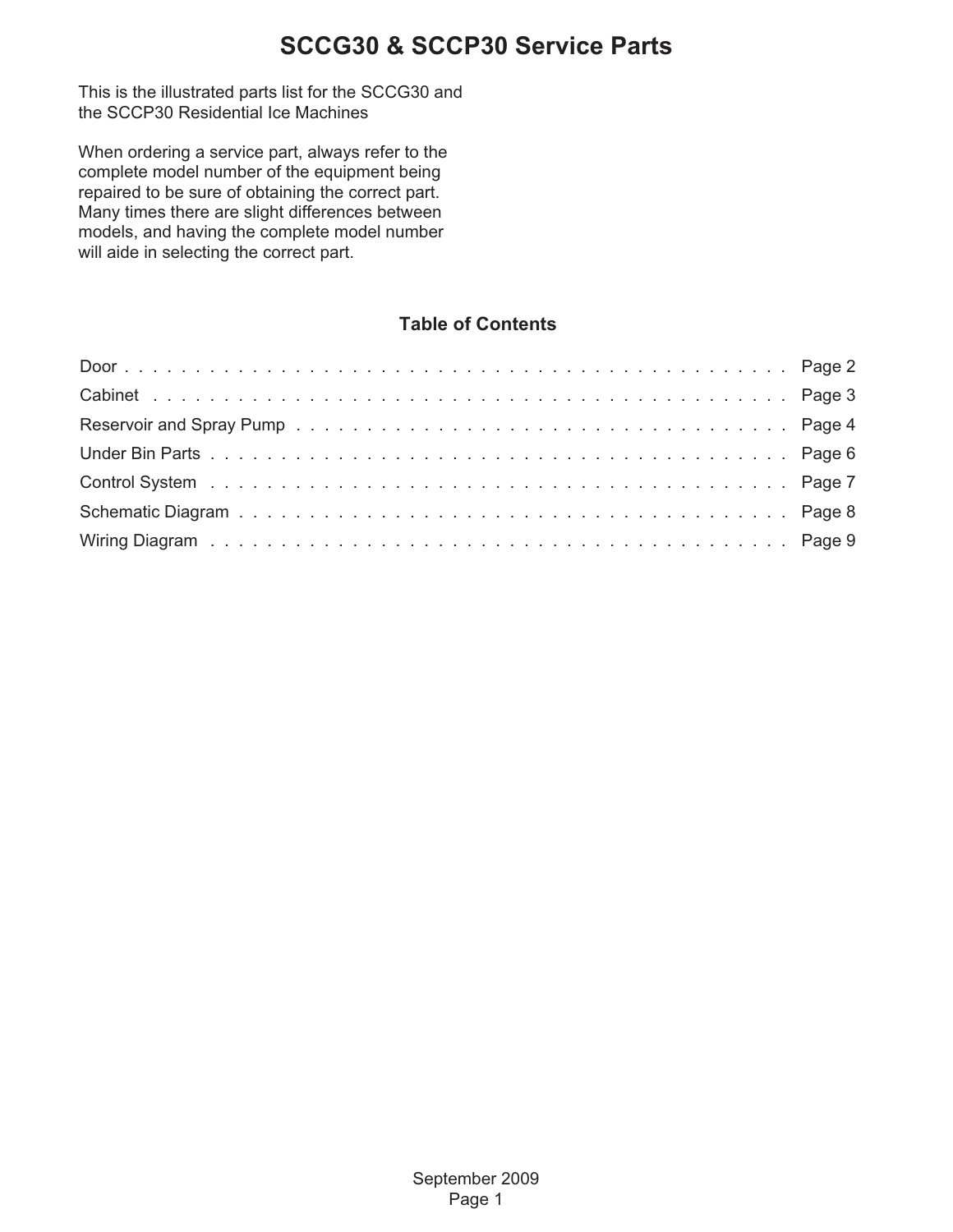# SCCG30 & SCCP30 Service Parts

This is the illustrated parts list for the SCCG30 and the SCCP30 Residential Ice Machines

When ordering a service part, always refer to the complete model number of the equipment being repaired to be sure of obtaining the correct part. Many times there are slight differences between models, and having the complete model number will aide in selecting the correct part.

## Table of Contents

| Section | Page |
| --- | --- |
| Door | Page 2 |
| Cabinet | Page 3 |
| Reservoir and Spray Pump | Page 4 |
| Under Bin Parts | Page 6 |
| Control System | Page 7 |
| Schematic Diagram | Page 8 |
| Wiring Diagram | Page 9 |

September 2009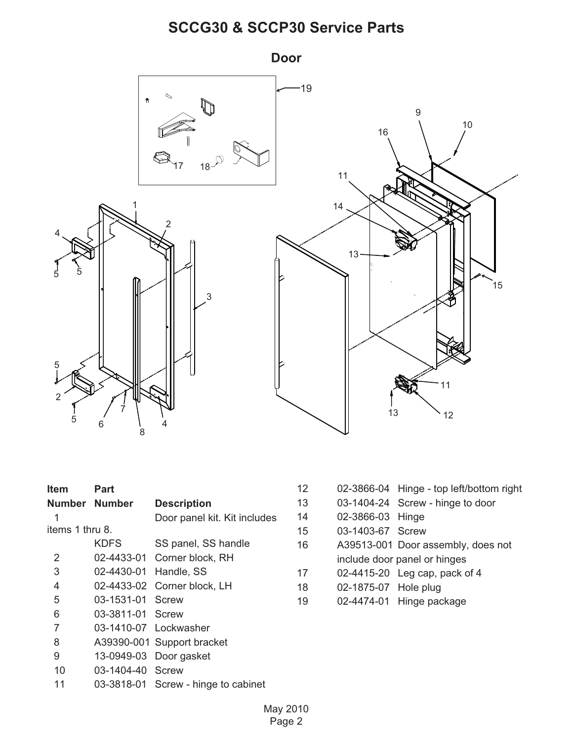# SCCG30 & SCCP30 Service Parts

## Door

| Item Number | Part Number | Description |
|---|---|---|
| 1 | | Door panel kit. Kit includes items 1 thru 8. |
| | KDFS | SS panel, SS handle |
| 2 | 02-4433-01 | Corner block, RH |
| 3 | 02-4430-01 | Handle, SS |
| 4 | 02-4433-02 | Corner block, LH |
| 5 | 03-1531-01 | Screw |
| 6 | 03-3811-01 | Screw |
| 7 | 03-1410-07 | Lockwasher |
| 8 | A39390-001 | Support bracket |
| 9 | 13-0949-03 | Door gasket |
| 10 | 03-1404-40 | Screw |
| 11 | 03-3818-01 | Screw - hinge to cabinet |
| 12 | 02-3866-04 | Hinge - top left/bottom right |
| 13 | 03-1404-24 | Screw - hinge to door |
| 14 | 02-3866-03 | Hinge |
| 15 | 03-1403-67 | Screw |
| 16 | A39513-001 | Door assembly, does not include door panel or hinges |
| 17 | 02-4415-20 | Leg cap, pack of 4 |
| 18 | 02-1875-07 | Hole plug |
| 19 | 02-4474-01 | Hinge package |

May 2010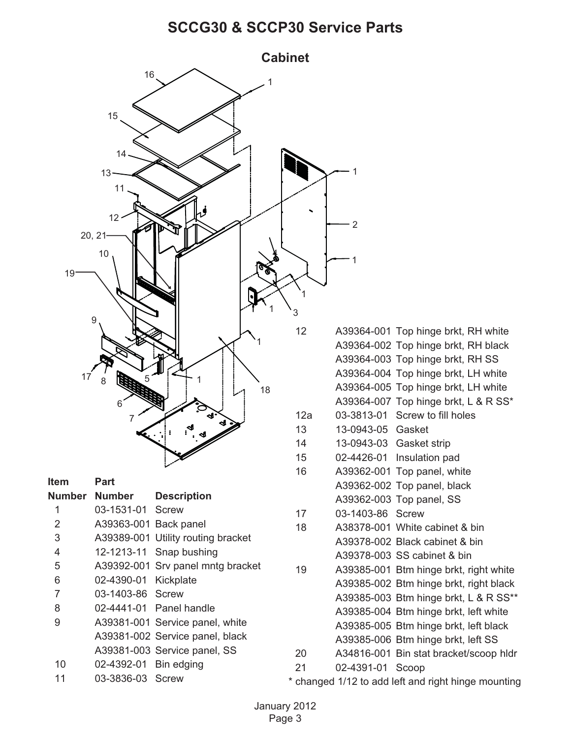# SCCG30 & SCCP30 Service Parts

## Cabinet

| Item Number | Part Number | Description |
|---|---|---|
| 1 | 03-1531-01 | Screw |
| 2 | A39363-001 | Back panel |
| 3 | A39389-001 | Utility routing bracket |
| 4 | 12-1213-11 | Snap bushing |
| 5 | A39392-001 | Srv panel mntg bracket |
| 6 | 02-4390-01 | Kickplate |
| 7 | 03-1403-86 | Screw |
| 8 | 02-4441-01 | Panel handle |
| 9 | A39381-001 | Service panel, white |
| | A39381-002 | Service panel, black |
| | A39381-003 | Service panel, SS |
| 10 | 02-4392-01 | Bin edging |
| 11 | 03-3836-03 | Screw |
| 12 | A39364-001 | Top hinge brkt, RH white |
| | A39364-002 | Top hinge brkt, RH black |
| | A39364-003 | Top hinge brkt, RH SS |
| | A39364-004 | Top hinge brkt, LH white |
| | A39364-005 | Top hinge brkt, LH white |
| | A39364-007 | Top hinge brkt, L & R SS* |
| 12a | 03-3813-01 | Screw to fill holes |
| 13 | 13-0943-05 | Gasket |
| 14 | 13-0943-03 | Gasket strip |
| 15 | 02-4426-01 | Insulation pad |
| 16 | A39362-001 | Top panel, white |
| | A39362-002 | Top panel, black |
| | A39362-003 | Top panel, SS |
| 17 | 03-1403-86 | Screw |
| 18 | A38378-001 | White cabinet & bin |
| | A39378-002 | Black cabinet & bin |
| | A39378-003 | SS cabinet & bin |
| 19 | A39385-001 | Btm hinge brkt, right white |
| | A39385-002 | Btm hinge brkt, right black |
| | A39385-003 | Btm hinge brkt, L & R SS** |
| | A39385-004 | Btm hinge brkt, left white |
| | A39385-005 | Btm hinge brkt, left black |
| | A39385-006 | Btm hinge brkt, left SS |
| 20 | A34816-001 | Bin stat bracket/scoop hldr |
| 21 | 02-4391-01 | Scoop |

* changed 1/12 to add left and right hinge mounting

January 2012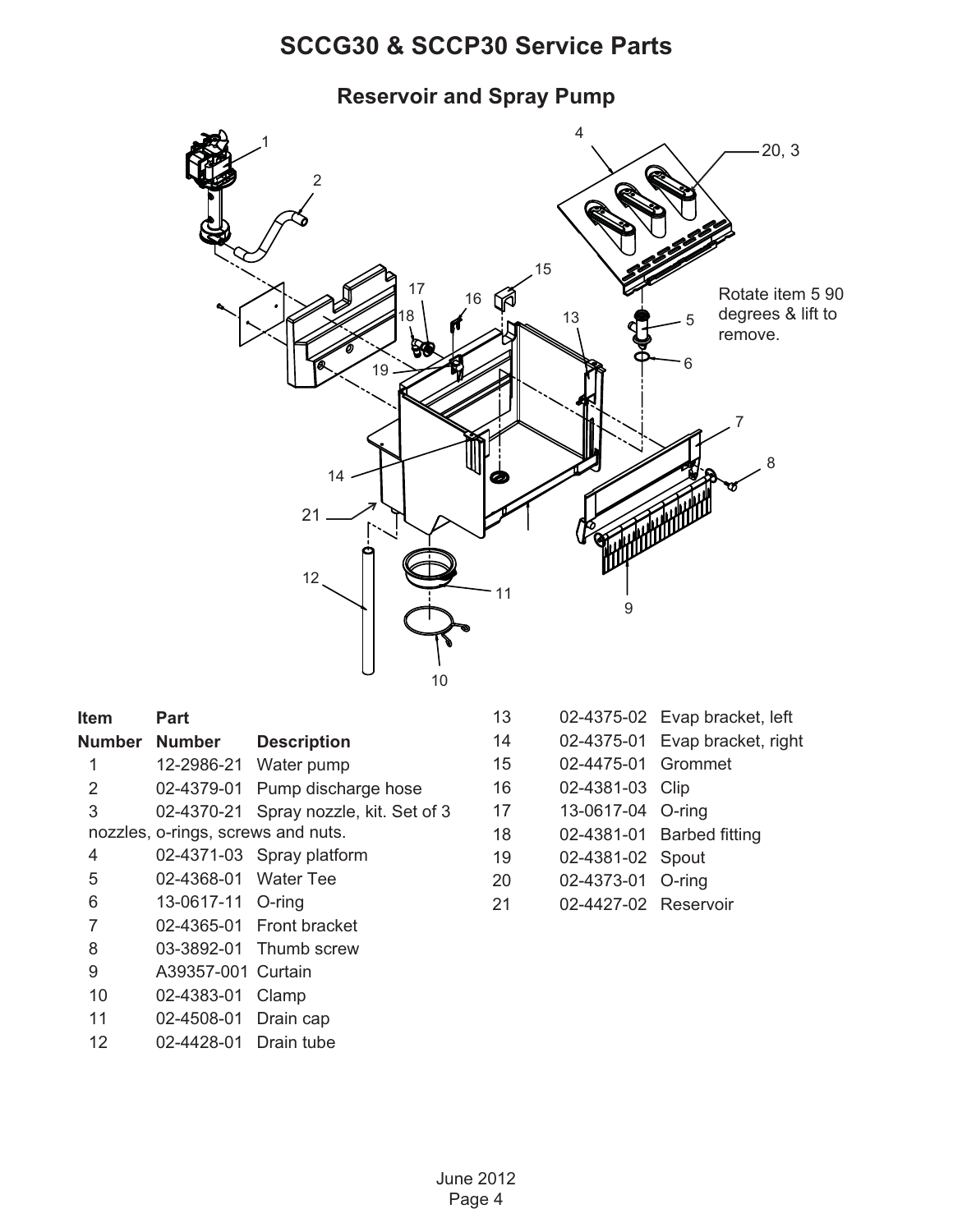# SCCG30 & SCCP30 Service Parts

## Reservoir and Spray Pump

Rotate item 5 90 degrees & lift to remove.

| Item Number | Part Number | Description |
|---|---|---|
| 1 | 12-2986-21 | Water pump |
| 2 | 02-4379-01 | Pump discharge hose |
| 3 | 02-4370-21 | Spray nozzle, kit. Set of 3 nozzles, o-rings, screws and nuts. |
| 4 | 02-4371-03 | Spray platform |
| 5 | 02-4368-01 | Water Tee |
| 6 | 13-0617-11 | O-ring |
| 7 | 02-4365-01 | Front bracket |
| 8 | 03-3892-01 | Thumb screw |
| 9 | A39357-001 | Curtain |
| 10 | 02-4383-01 | Clamp |
| 11 | 02-4508-01 | Drain cap |
| 12 | 02-4428-01 | Drain tube |
| 13 | 02-4375-02 | Evap bracket, left |
| 14 | 02-4375-01 | Evap bracket, right |
| 15 | 02-4475-01 | Grommet |
| 16 | 02-4381-03 | Clip |
| 17 | 13-0617-04 | O-ring |
| 18 | 02-4381-01 | Barbed fitting |
| 19 | 02-4381-02 | Spout |
| 20 | 02-4373-01 | O-ring |
| 21 | 02-4427-02 | Reservoir |

June 2012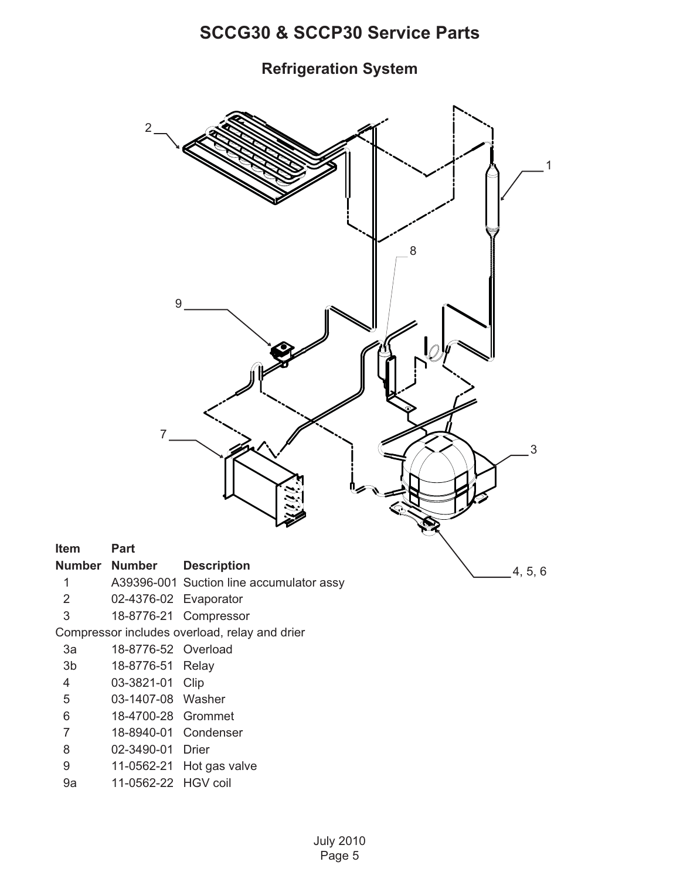# SCCG30 & SCCP30 Service Parts

## Refrigeration System

| Item Number | Part Number | Description |
|---|---|---|
| 1 | A39396-001 | Suction line accumulator assy |
| 2 | 02-4376-02 | Evaporator |
| 3 | 18-8776-21 | Compressor |
| Compressor includes overload, relay and drier | | |
| 3a | 18-8776-52 | Overload |
| 3b | 18-8776-51 | Relay |
| 4 | 03-3821-01 | Clip |
| 5 | 03-1407-08 | Washer |
| 6 | 18-4700-28 | Grommet |
| 7 | 18-8940-01 | Condenser |
| 8 | 02-3490-01 | Drier |
| 9 | 11-0562-21 | Hot gas valve |
| 9a | 11-0562-22 | HGV coil |

July 2010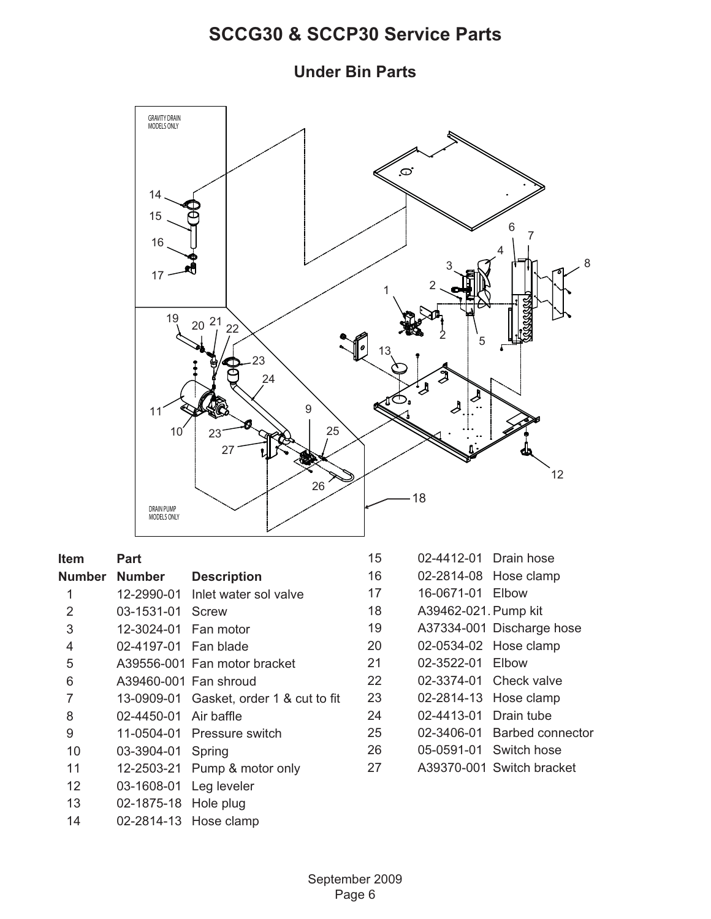# SCCG30 & SCCP30 Service Parts

## Under Bin Parts

| Item Number | Part Number | Description |
|---|---|---|
| 1 | 12-2990-01 | Inlet water sol valve |
| 2 | 03-1531-01 | Screw |
| 3 | 12-3024-01 | Fan motor |
| 4 | 02-4197-01 | Fan blade |
| 5 | A39556-001 | Fan motor bracket |
| 6 | A39460-001 | Fan shroud |
| 7 | 13-0909-01 | Gasket, order 1 & cut to fit |
| 8 | 02-4450-01 | Air baffle |
| 9 | 11-0504-01 | Pressure switch |
| 10 | 03-3904-01 | Spring |
| 11 | 12-2503-21 | Pump & motor only |
| 12 | 03-1608-01 | Leg leveler |
| 13 | 02-1875-18 | Hole plug |
| 14 | 02-2814-13 | Hose clamp |
| 15 | 02-4412-01 | Drain hose |
| 16 | 02-2814-08 | Hose clamp |
| 17 | 16-0671-01 | Elbow |
| 18 | A39462-021. | Pump kit |
| 19 | A37334-001 | Discharge hose |
| 20 | 02-0534-02 | Hose clamp |
| 21 | 02-3522-01 | Elbow |
| 22 | 02-3374-01 | Check valve |
| 23 | 02-2814-13 | Hose clamp |
| 24 | 02-4413-01 | Drain tube |
| 25 | 02-3406-01 | Barbed connector |
| 26 | 05-0591-01 | Switch hose |
| 27 | A39370-001 | Switch bracket |

September 2009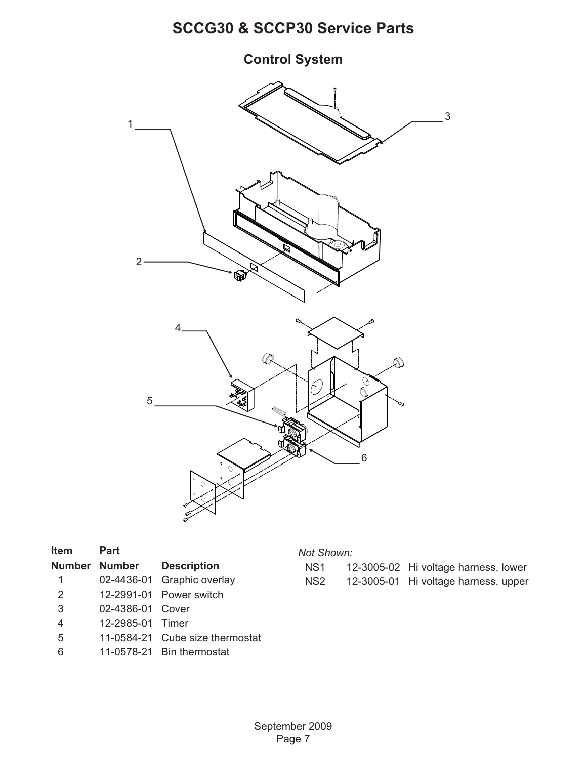# SCCG30 & SCCP30 Service Parts

## Control System

| Item Number | Part Number | Description |
|---|---|---|
| 1 | 02-4436-01 | Graphic overlay |
| 2 | 12-2991-01 | Power switch |
| 3 | 02-4386-01 | Cover |
| 4 | 12-2985-01 | Timer |
| 5 | 11-0584-21 | Cube size thermostat |
| 6 | 11-0578-21 | Bin thermostat |

*Not Shown:*

| | | |
|---|---|---|
| NS1 | 12-3005-02 | Hi voltage harness, lower |
| NS2 | 12-3005-01 | Hi voltage harness, upper |

September 2009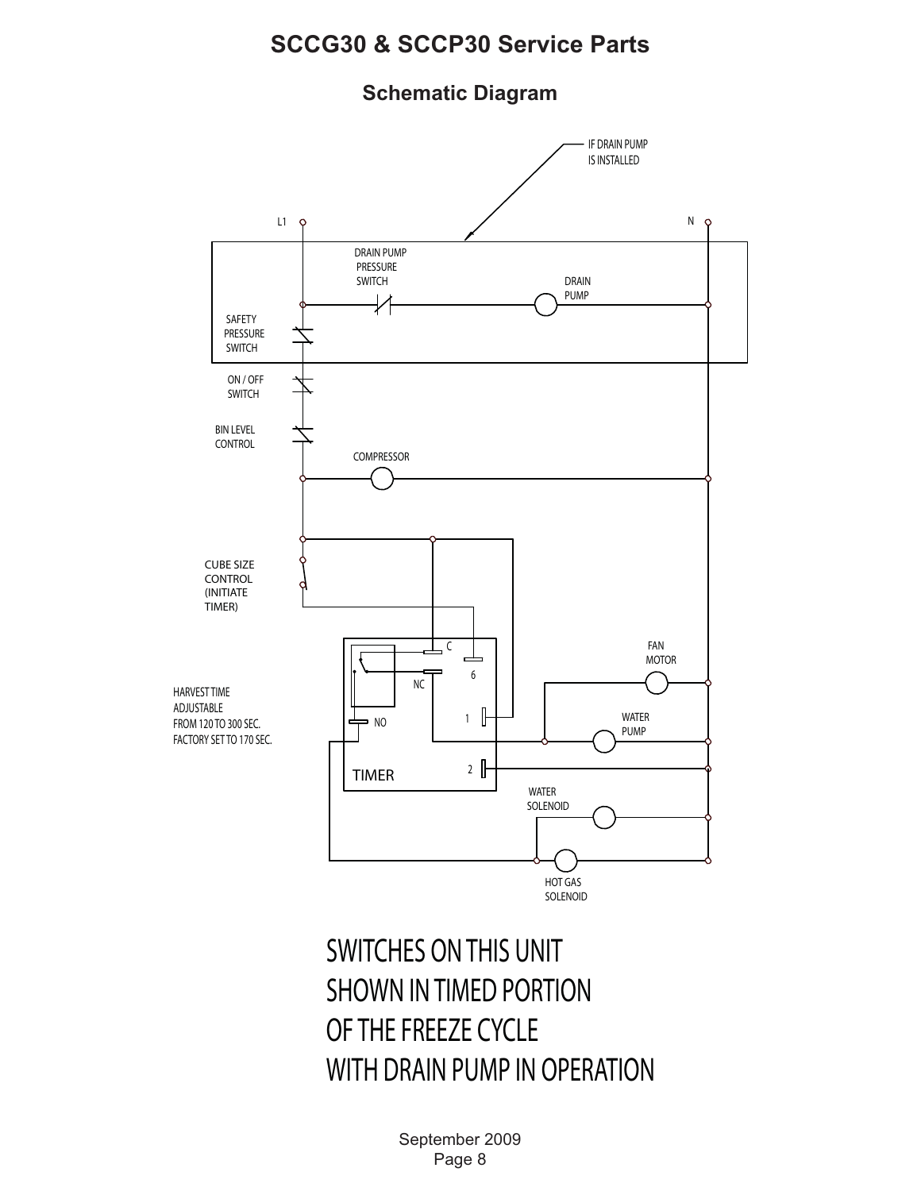# SCCG30 & SCCP30 Service Parts

## Schematic Diagram

IF DRAIN PUMP IS INSTALLED

L1

N

DRAIN PUMP PRESSURE SWITCH

DRAIN PUMP

SAFETY PRESSURE SWITCH

ON / OFF SWITCH

BIN LEVEL CONTROL

COMPRESSOR

CUBE SIZE CONTROL (INITIATE TIMER)

C

6

NC

1

NO

2

TIMER

FAN MOTOR

WATER PUMP

HARVEST TIME ADJUSTABLE FROM 120 TO 300 SEC. FACTORY SET TO 170 SEC.

WATER SOLENOID

HOT GAS SOLENOID

SWITCHES ON THIS UNIT SHOWN IN TIMED PORTION OF THE FREEZE CYCLE WITH DRAIN PUMP IN OPERATION

September 2009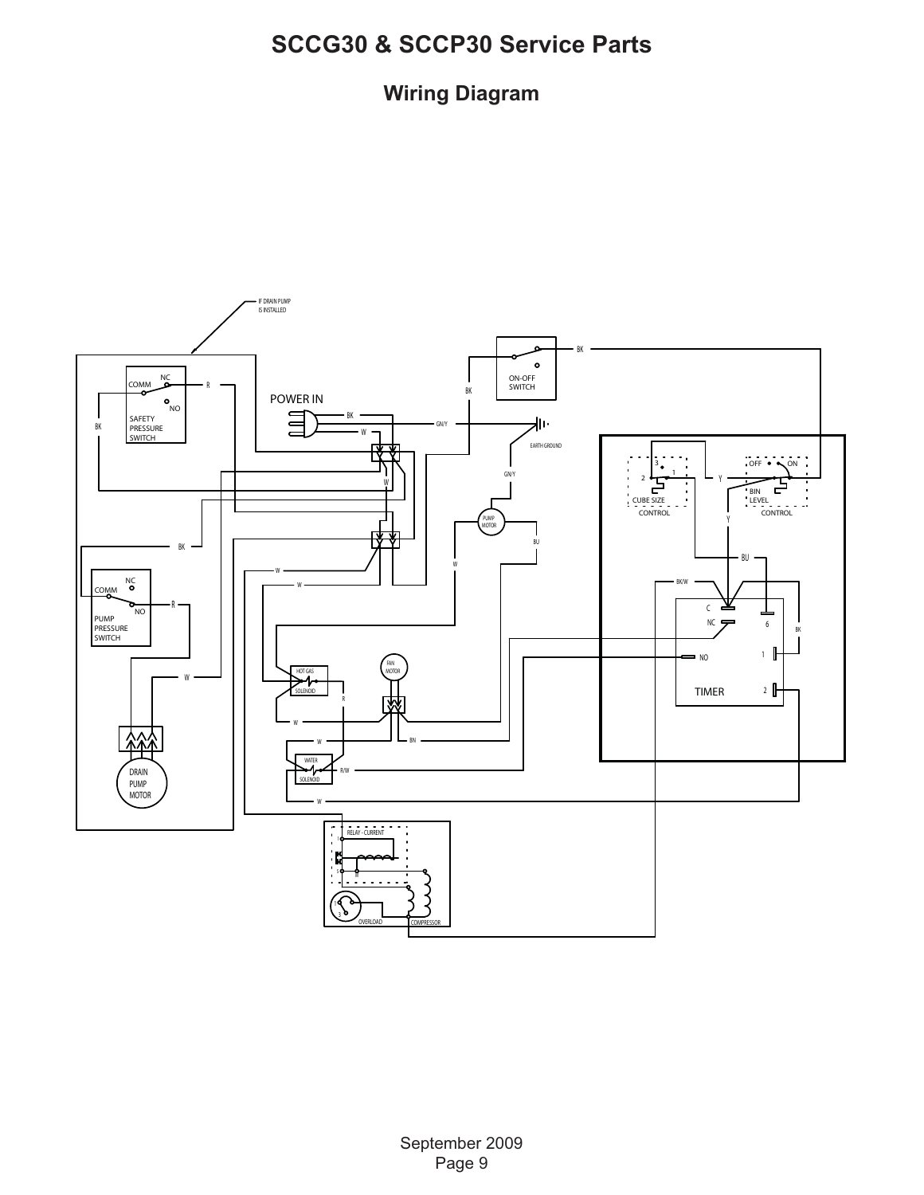# SCCG30 & SCCP30 Service Parts

## Wiring Diagram

IF DRAIN PUMP IS INSTALLED

COMM NC NO R BK SAFETY PRESSURE SWITCH

POWER IN BK W GN/Y EARTH GROUND

ON-OFF SWITCH BK

CUBE SIZE CONTROL 3 2 1 Y

OFF ON BIN LEVEL CONTROL

PUMP MOTOR GN/Y BU W

BK

NC COMM NO R PUMP PRESSURE SWITCH

W

W

BU BK/W

C NC NO 6 1 2 BK TIMER

HOT GAS SOLENOID R

FAN MOTOR

W BN

WATER SOLENOID R/W

W

DRAIN PUMP MOTOR

RELAY - CURRENT 1 S M OVERLOAD 3 COMPRESSOR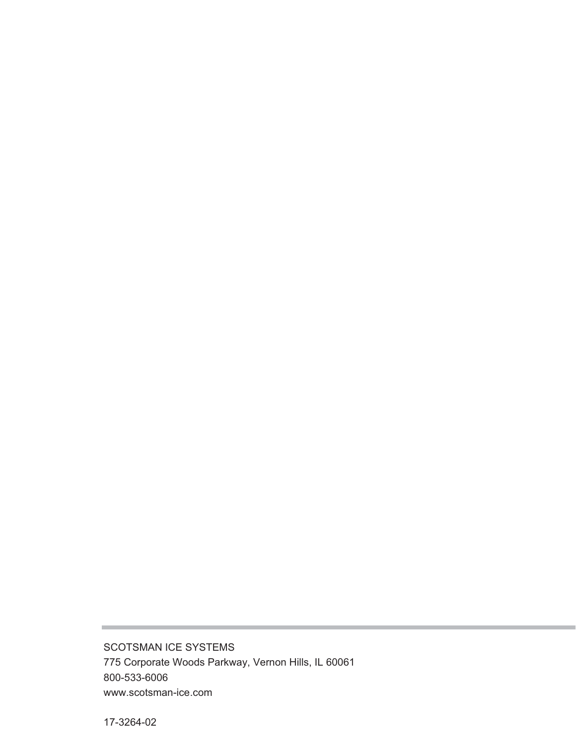SCOTSMAN ICE SYSTEMS
775 Corporate Woods Parkway, Vernon Hills, IL 60061
800-533-6006
www.scotsman-ice.com

17-3264-02